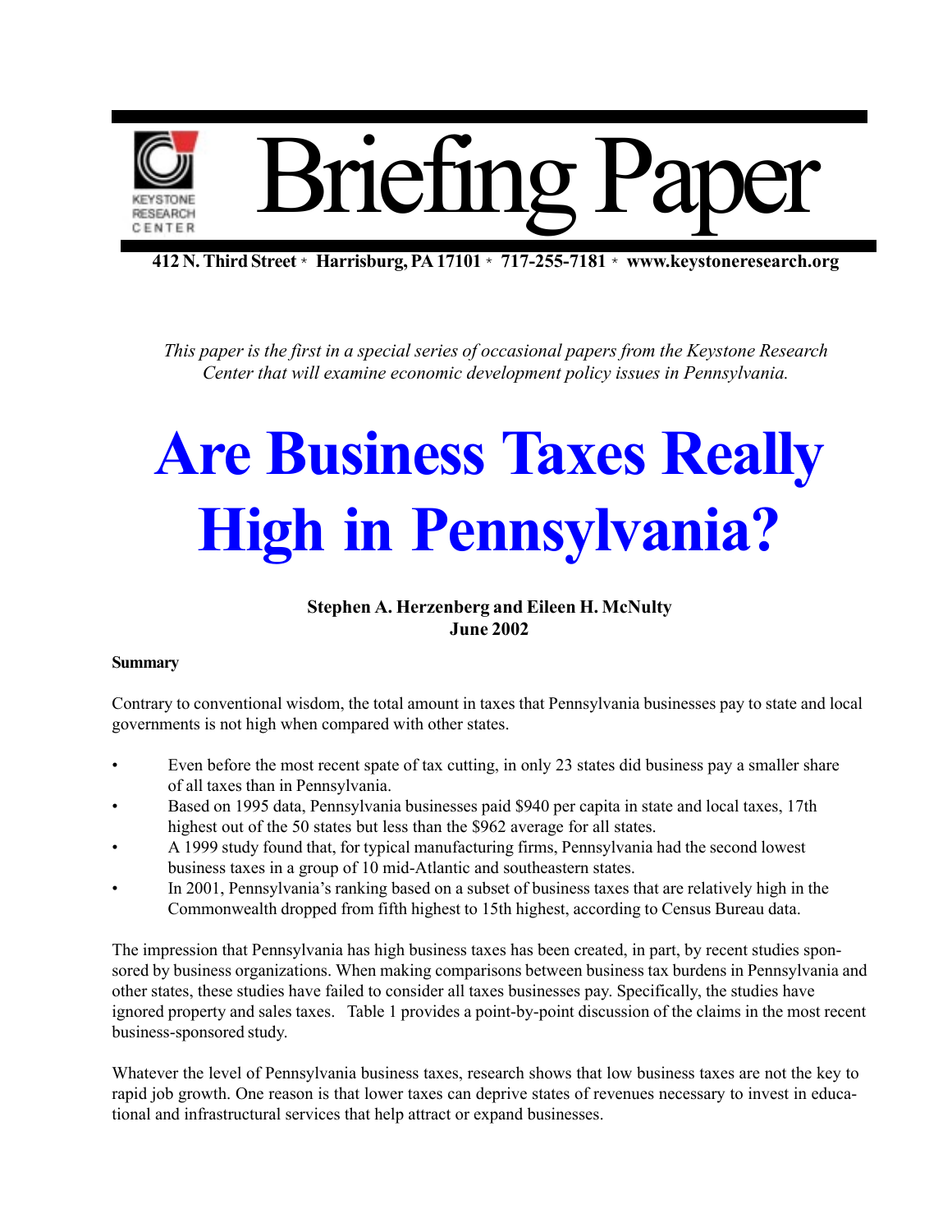# Briefing Paper

**412 N. Third Street * Harrisburg, PA 17101 * 717-255-7181 * www.keystoneresearch.org**

*This paper is the first in a special series of occasional papers from the Keystone Research Center that will examine economic development policy issues in Pennsylvania.*

# Are Business Taxes Really High in Pennsylvania?

**Stephen A. Herzenberg and Eileen H. McNulty**
**June 2002**

**Summary**

Contrary to conventional wisdom, the total amount in taxes that Pennsylvania businesses pay to state and local governments is not high when compared with other states.

- Even before the most recent spate of tax cutting, in only 23 states did business pay a smaller share of all taxes than in Pennsylvania.
- Based on 1995 data, Pennsylvania businesses paid $940 per capita in state and local taxes, 17th highest out of the 50 states but less than the $962 average for all states.
- A 1999 study found that, for typical manufacturing firms, Pennsylvania had the second lowest business taxes in a group of 10 mid-Atlantic and southeastern states.
- In 2001, Pennsylvania's ranking based on a subset of business taxes that are relatively high in the Commonwealth dropped from fifth highest to 15th highest, according to Census Bureau data.

The impression that Pennsylvania has high business taxes has been created, in part, by recent studies sponsored by business organizations. When making comparisons between business tax burdens in Pennsylvania and other states, these studies have failed to consider all taxes businesses pay. Specifically, the studies have ignored property and sales taxes. Table 1 provides a point-by-point discussion of the claims in the most recent business-sponsored study.

Whatever the level of Pennsylvania business taxes, research shows that low business taxes are not the key to rapid job growth. One reason is that lower taxes can deprive states of revenues necessary to invest in educational and infrastructural services that help attract or expand businesses.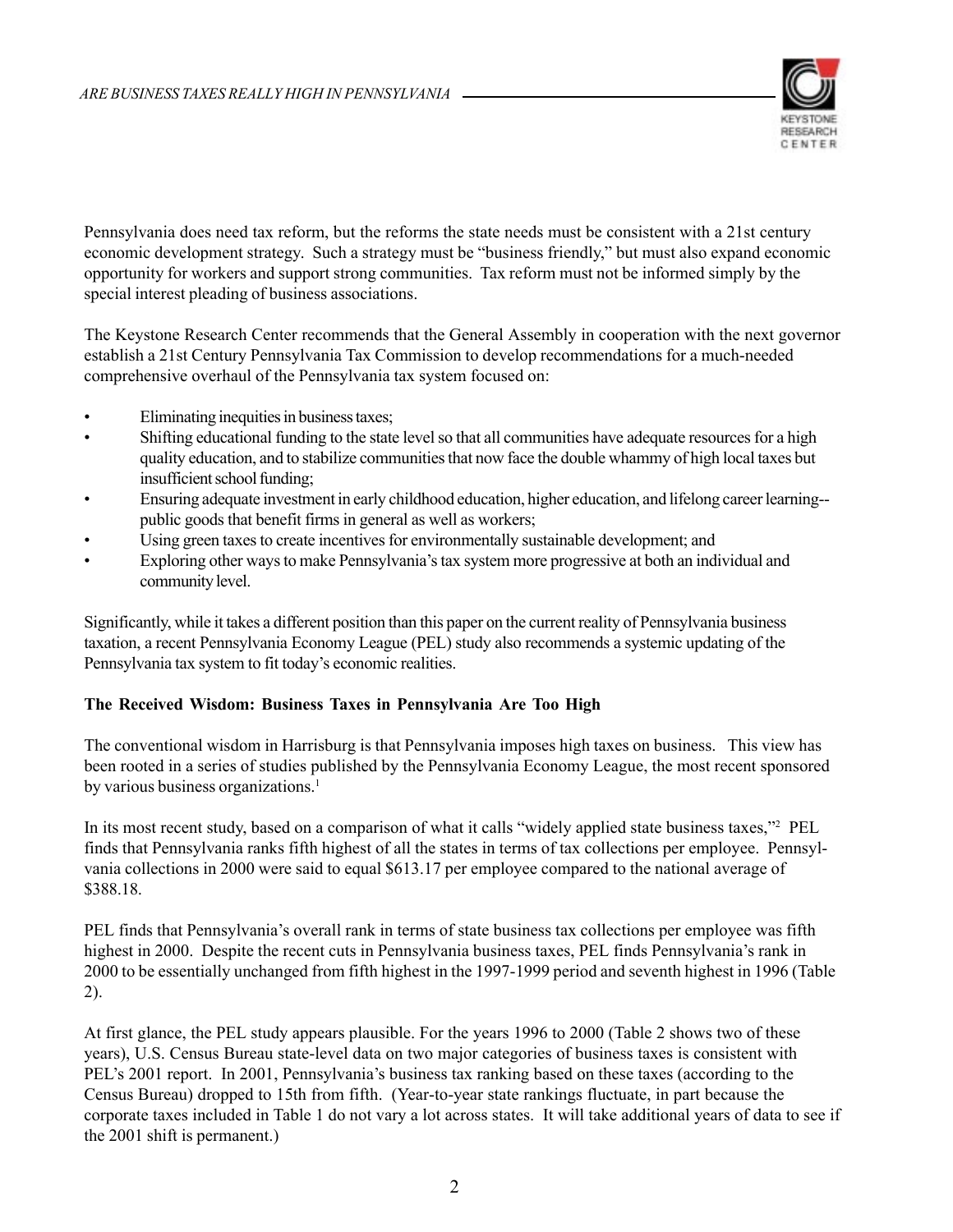Pennsylvania does need tax reform, but the reforms the state needs must be consistent with a 21st century economic development strategy. Such a strategy must be "business friendly," but must also expand economic opportunity for workers and support strong communities. Tax reform must not be informed simply by the special interest pleading of business associations.

The Keystone Research Center recommends that the General Assembly in cooperation with the next governor establish a 21st Century Pennsylvania Tax Commission to develop recommendations for a much-needed comprehensive overhaul of the Pennsylvania tax system focused on:

- Eliminating inequities in business taxes;
- Shifting educational funding to the state level so that all communities have adequate resources for a high quality education, and to stabilize communities that now face the double whammy of high local taxes but insufficient school funding;
- Ensuring adequate investment in early childhood education, higher education, and lifelong career learning--public goods that benefit firms in general as well as workers;
- Using green taxes to create incentives for environmentally sustainable development; and
- Exploring other ways to make Pennsylvania's tax system more progressive at both an individual and community level.

Significantly, while it takes a different position than this paper on the current reality of Pennsylvania business taxation, a recent Pennsylvania Economy League (PEL) study also recommends a systemic updating of the Pennsylvania tax system to fit today's economic realities.

**The Received Wisdom: Business Taxes in Pennsylvania Are Too High**

The conventional wisdom in Harrisburg is that Pennsylvania imposes high taxes on business. This view has been rooted in a series of studies published by the Pennsylvania Economy League, the most recent sponsored by various business organizations.[1]

In its most recent study, based on a comparison of what it calls "widely applied state business taxes,"[2] PEL finds that Pennsylvania ranks fifth highest of all the states in terms of tax collections per employee. Pennsylvania collections in 2000 were said to equal $613.17 per employee compared to the national average of $388.18.

PEL finds that Pennsylvania's overall rank in terms of state business tax collections per employee was fifth highest in 2000. Despite the recent cuts in Pennsylvania business taxes, PEL finds Pennsylvania's rank in 2000 to be essentially unchanged from fifth highest in the 1997-1999 period and seventh highest in 1996 (Table 2).

At first glance, the PEL study appears plausible. For the years 1996 to 2000 (Table 2 shows two of these years), U.S. Census Bureau state-level data on two major categories of business taxes is consistent with PEL's 2001 report. In 2001, Pennsylvania's business tax ranking based on these taxes (according to the Census Bureau) dropped to 15th from fifth. (Year-to-year state rankings fluctuate, in part because the corporate taxes included in Table 1 do not vary a lot across states. It will take additional years of data to see if the 2001 shift is permanent.)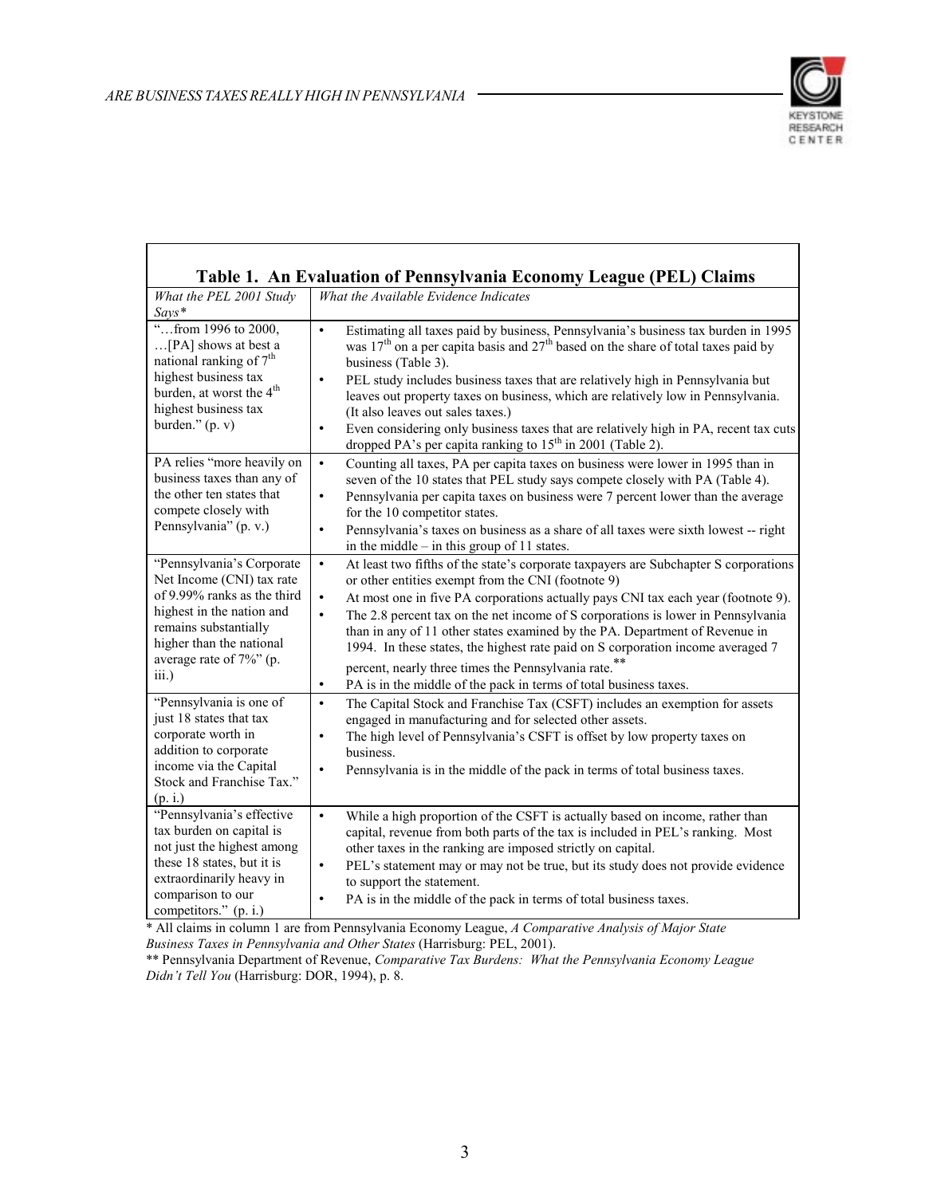**Table 1. An Evaluation of Pennsylvania Economy League (PEL) Claims**

| *What the PEL 2001 Study Says\** | *What the Available Evidence Indicates* |
|---|---|
| "…from 1996 to 2000, …[PA] shows at best a national ranking of 7th highest business tax burden, at worst the 4th highest business tax burden." (p. v) | • Estimating all taxes paid by business, Pennsylvania's business tax burden in 1995 was 17th on a per capita basis and 27th based on the share of total taxes paid by business (Table 3).<br>• PEL study includes business taxes that are relatively high in Pennsylvania but leaves out property taxes on business, which are relatively low in Pennsylvania. (It also leaves out sales taxes.)<br>• Even considering only business taxes that are relatively high in PA, recent tax cuts dropped PA's per capita ranking to 15th in 2001 (Table 2). |
| PA relies "more heavily on business taxes than any of the other ten states that compete closely with Pennsylvania" (p. v.) | • Counting all taxes, PA per capita taxes on business were lower in 1995 than in seven of the 10 states that PEL study says compete closely with PA (Table 4).<br>• Pennsylvania per capita taxes on business were 7 percent lower than the average for the 10 competitor states.<br>• Pennsylvania's taxes on business as a share of all taxes were sixth lowest -- right in the middle – in this group of 11 states. |
| "Pennsylvania's Corporate Net Income (CNI) tax rate of 9.99% ranks as the third highest in the nation and remains substantially higher than the national average rate of 7%" (p. iii.) | • At least two fifths of the state's corporate taxpayers are Subchapter S corporations or other entities exempt from the CNI (footnote 9)<br>• At most one in five PA corporations actually pays CNI tax each year (footnote 9).<br>• The 2.8 percent tax on the net income of S corporations is lower in Pennsylvania than in any of 11 other states examined by the PA. Department of Revenue in 1994. In these states, the highest rate paid on S corporation income averaged 7 percent, nearly three times the Pennsylvania rate.\*\*<br>• PA is in the middle of the pack in terms of total business taxes. |
| "Pennsylvania is one of just 18 states that tax corporate worth in addition to corporate income via the Capital Stock and Franchise Tax." (p. i.) | • The Capital Stock and Franchise Tax (CSFT) includes an exemption for assets engaged in manufacturing and for selected other assets.<br>• The high level of Pennsylvania's CSFT is offset by low property taxes on business.<br>• Pennsylvania is in the middle of the pack in terms of total business taxes. |
| "Pennsylvania's effective tax burden on capital is not just the highest among these 18 states, but it is extraordinarily heavy in comparison to our competitors." (p. i.) | • While a high proportion of the CSFT is actually based on income, rather than capital, revenue from both parts of the tax is included in PEL's ranking. Most other taxes in the ranking are imposed strictly on capital.<br>• PEL's statement may or may not be true, but its study does not provide evidence to support the statement.<br>• PA is in the middle of the pack in terms of total business taxes. |

\* All claims in column 1 are from Pennsylvania Economy League, *A Comparative Analysis of Major State Business Taxes in Pennsylvania and Other States* (Harrisburg: PEL, 2001).

\*\* Pennsylvania Department of Revenue, *Comparative Tax Burdens: What the Pennsylvania Economy League Didn't Tell You* (Harrisburg: DOR, 1994), p. 8.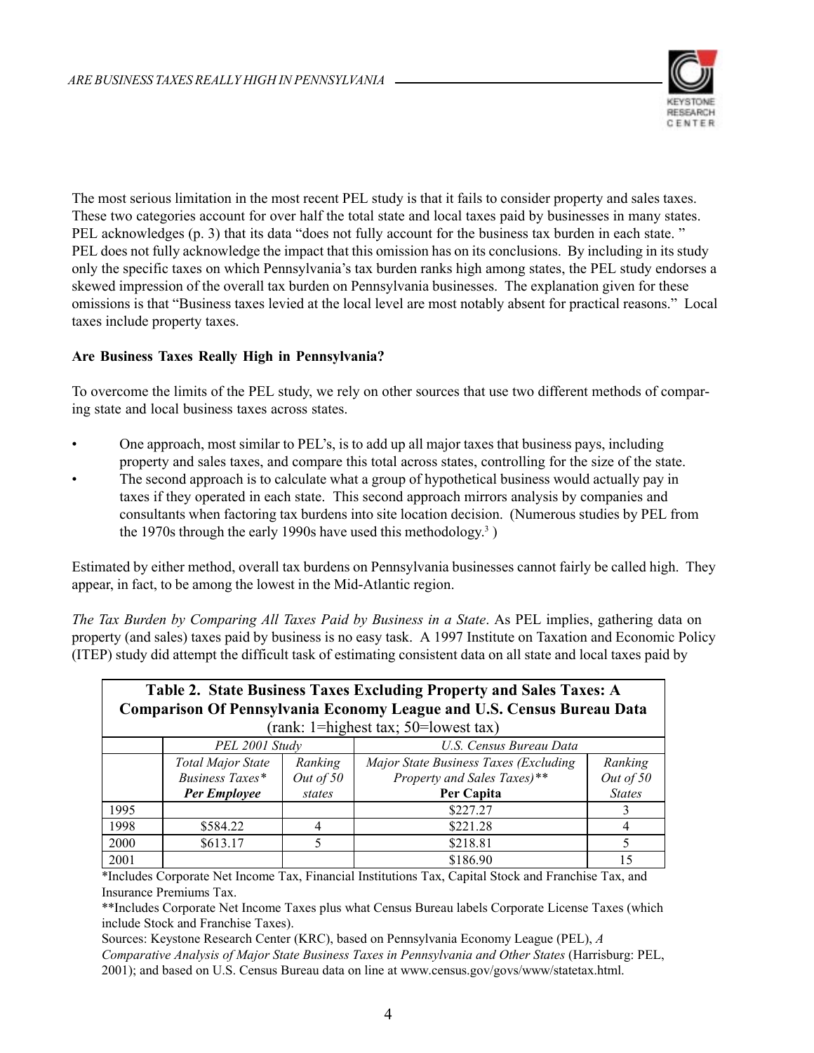The most serious limitation in the most recent PEL study is that it fails to consider property and sales taxes. These two categories account for over half the total state and local taxes paid by businesses in many states. PEL acknowledges (p. 3) that its data "does not fully account for the business tax burden in each state. " PEL does not fully acknowledge the impact that this omission has on its conclusions. By including in its study only the specific taxes on which Pennsylvania's tax burden ranks high among states, the PEL study endorses a skewed impression of the overall tax burden on Pennsylvania businesses. The explanation given for these omissions is that "Business taxes levied at the local level are most notably absent for practical reasons." Local taxes include property taxes.

**Are Business Taxes Really High in Pennsylvania?**

To overcome the limits of the PEL study, we rely on other sources that use two different methods of comparing state and local business taxes across states.

- One approach, most similar to PEL's, is to add up all major taxes that business pays, including property and sales taxes, and compare this total across states, controlling for the size of the state.
- The second approach is to calculate what a group of hypothetical business would actually pay in taxes if they operated in each state. This second approach mirrors analysis by companies and consultants when factoring tax burdens into site location decision. (Numerous studies by PEL from the 1970s through the early 1990s have used this methodology.[3] )

Estimated by either method, overall tax burdens on Pennsylvania businesses cannot fairly be called high. They appear, in fact, to be among the lowest in the Mid-Atlantic region.

*The Tax Burden by Comparing All Taxes Paid by Business in a State*. As PEL implies, gathering data on property (and sales) taxes paid by business is no easy task. A 1997 Institute on Taxation and Economic Policy (ITEP) study did attempt the difficult task of estimating consistent data on all state and local taxes paid by

**Table 2. State Business Taxes Excluding Property and Sales Taxes: A Comparison Of Pennsylvania Economy League and U.S. Census Bureau Data**
(rank: 1=highest tax; 50=lowest tax)

| | *PEL 2001 Study* | | *U.S. Census Bureau Data* | |
|---|---|---|---|---|
| | *Total Major State Business Taxes\** ***Per Employee*** | *Ranking Out of 50 states* | *Major State Business Taxes (Excluding Property and Sales Taxes)\*\** **Per Capita** | *Ranking Out of 50 States* |
| 1995 | | | $227.27 | 3 |
| 1998 | $584.22 | 4 | $221.28 | 4 |
| 2000 | $613.17 | 5 | $218.81 | 5 |
| 2001 | | | $186.90 | 15 |

*Includes Corporate Net Income Tax, Financial Institutions Tax, Capital Stock and Franchise Tax, and Insurance Premiums Tax.

**Includes Corporate Net Income Taxes plus what Census Bureau labels Corporate License Taxes (which include Stock and Franchise Taxes).

Sources: Keystone Research Center (KRC), based on Pennsylvania Economy League (PEL), *A Comparative Analysis of Major State Business Taxes in Pennsylvania and Other States* (Harrisburg: PEL, 2001); and based on U.S. Census Bureau data on line at www.census.gov/govs/www/statetax.html.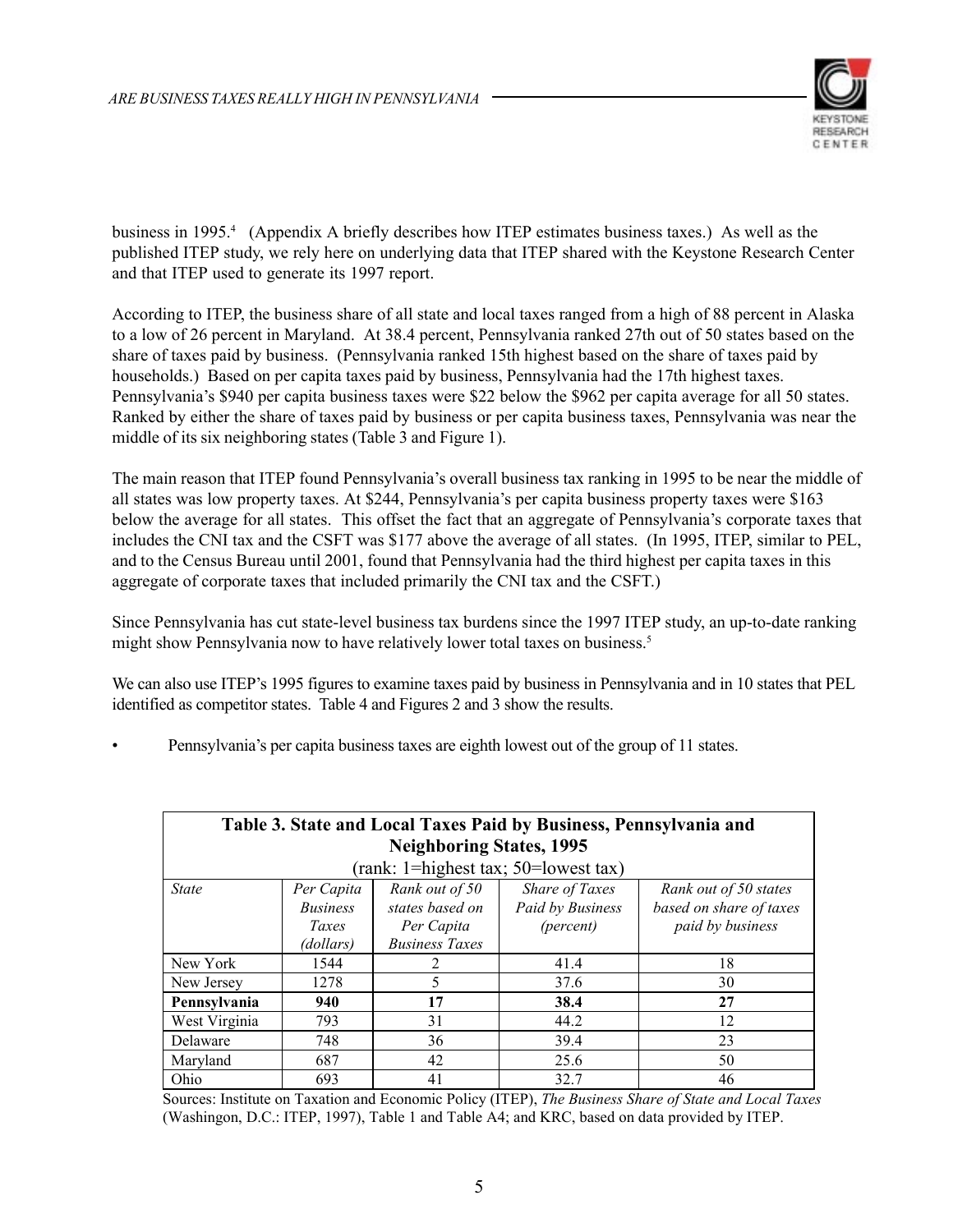business in 1995.[4] (Appendix A briefly describes how ITEP estimates business taxes.) As well as the published ITEP study, we rely here on underlying data that ITEP shared with the Keystone Research Center and that ITEP used to generate its 1997 report.

According to ITEP, the business share of all state and local taxes ranged from a high of 88 percent in Alaska to a low of 26 percent in Maryland. At 38.4 percent, Pennsylvania ranked 27th out of 50 states based on the share of taxes paid by business. (Pennsylvania ranked 15th highest based on the share of taxes paid by households.) Based on per capita taxes paid by business, Pennsylvania had the 17th highest taxes. Pennsylvania's $940 per capita business taxes were $22 below the $962 per capita average for all 50 states. Ranked by either the share of taxes paid by business or per capita business taxes, Pennsylvania was near the middle of its six neighboring states (Table 3 and Figure 1).

The main reason that ITEP found Pennsylvania's overall business tax ranking in 1995 to be near the middle of all states was low property taxes. At $244, Pennsylvania's per capita business property taxes were $163 below the average for all states. This offset the fact that an aggregate of Pennsylvania's corporate taxes that includes the CNI tax and the CSFT was $177 above the average of all states. (In 1995, ITEP, similar to PEL, and to the Census Bureau until 2001, found that Pennsylvania had the third highest per capita taxes in this aggregate of corporate taxes that included primarily the CNI tax and the CSFT.)

Since Pennsylvania has cut state-level business tax burdens since the 1997 ITEP study, an up-to-date ranking might show Pennsylvania now to have relatively lower total taxes on business.[5]

We can also use ITEP's 1995 figures to examine taxes paid by business in Pennsylvania and in 10 states that PEL identified as competitor states. Table 4 and Figures 2 and 3 show the results.

- Pennsylvania's per capita business taxes are eighth lowest out of the group of 11 states.

**Table 3. State and Local Taxes Paid by Business, Pennsylvania and Neighboring States, 1995**
(rank: 1=highest tax; 50=lowest tax)

| *State* | *Per Capita Business Taxes (dollars)* | *Rank out of 50 states based on Per Capita Business Taxes* | *Share of Taxes Paid by Business (percent)* | *Rank out of 50 states based on share of taxes paid by business* |
|---|---|---|---|---|
| New York | 1544 | 2 | 41.4 | 18 |
| New Jersey | 1278 | 5 | 37.6 | 30 |
| **Pennsylvania** | **940** | **17** | **38.4** | **27** |
| West Virginia | 793 | 31 | 44.2 | 12 |
| Delaware | 748 | 36 | 39.4 | 23 |
| Maryland | 687 | 42 | 25.6 | 50 |
| Ohio | 693 | 41 | 32.7 | 46 |

Sources: Institute on Taxation and Economic Policy (ITEP), *The Business Share of State and Local Taxes* (Washington, D.C.: ITEP, 1997), Table 1 and Table A4; and KRC, based on data provided by ITEP.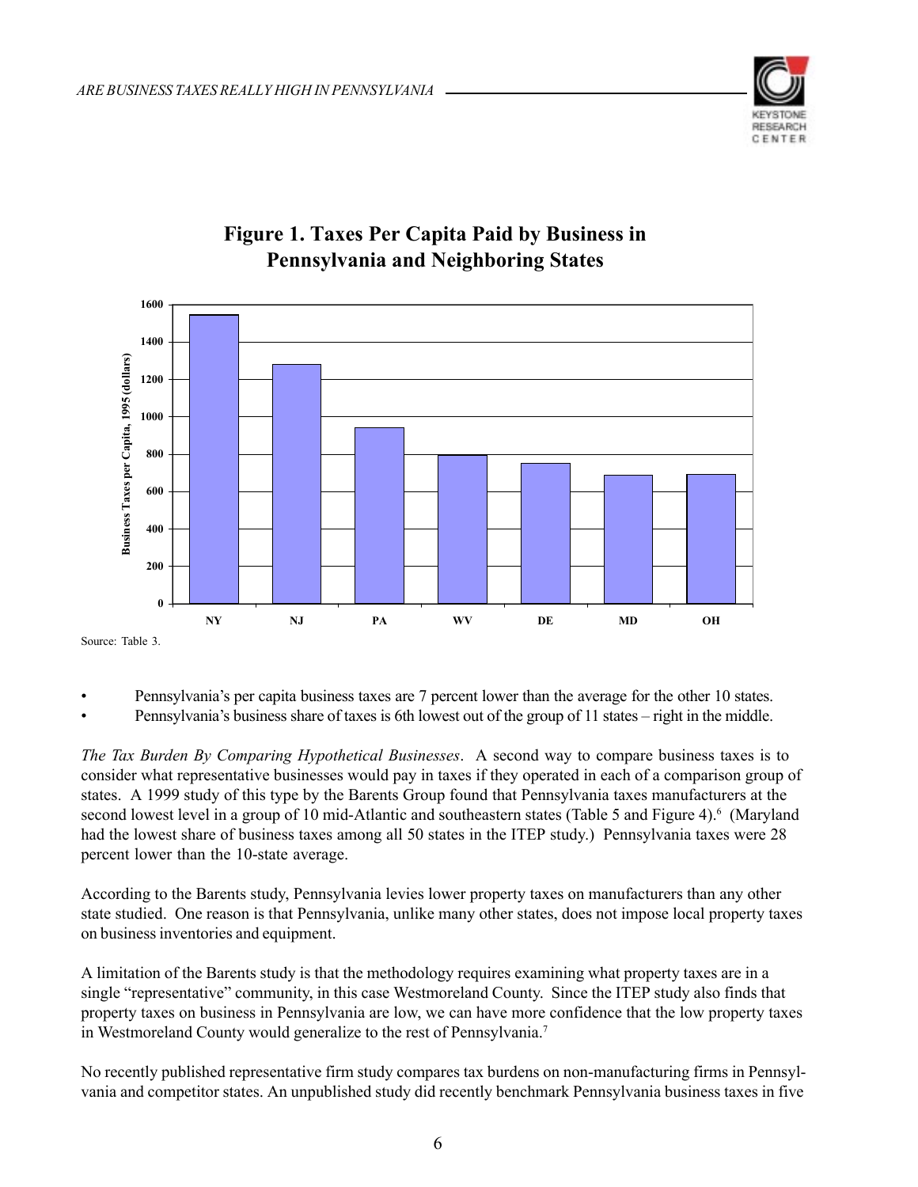## Figure 1. Taxes Per Capita Paid by Business in Pennsylvania and Neighboring States

Source: Table 3.

- Pennsylvania's per capita business taxes are 7 percent lower than the average for the other 10 states.
- Pennsylvania's business share of taxes is 6th lowest out of the group of 11 states – right in the middle.

*The Tax Burden By Comparing Hypothetical Businesses*. A second way to compare business taxes is to consider what representative businesses would pay in taxes if they operated in each of a comparison group of states. A 1999 study of this type by the Barents Group found that Pennsylvania taxes manufacturers at the second lowest level in a group of 10 mid-Atlantic and southeastern states (Table 5 and Figure 4).[6] (Maryland had the lowest share of business taxes among all 50 states in the ITEP study.) Pennsylvania taxes were 28 percent lower than the 10-state average.

According to the Barents study, Pennsylvania levies lower property taxes on manufacturers than any other state studied. One reason is that Pennsylvania, unlike many other states, does not impose local property taxes on business inventories and equipment.

A limitation of the Barents study is that the methodology requires examining what property taxes are in a single "representative" community, in this case Westmoreland County. Since the ITEP study also finds that property taxes on business in Pennsylvania are low, we can have more confidence that the low property taxes in Westmoreland County would generalize to the rest of Pennsylvania.[7]

No recently published representative firm study compares tax burdens on non-manufacturing firms in Pennsylvania and competitor states. An unpublished study did recently benchmark Pennsylvania business taxes in five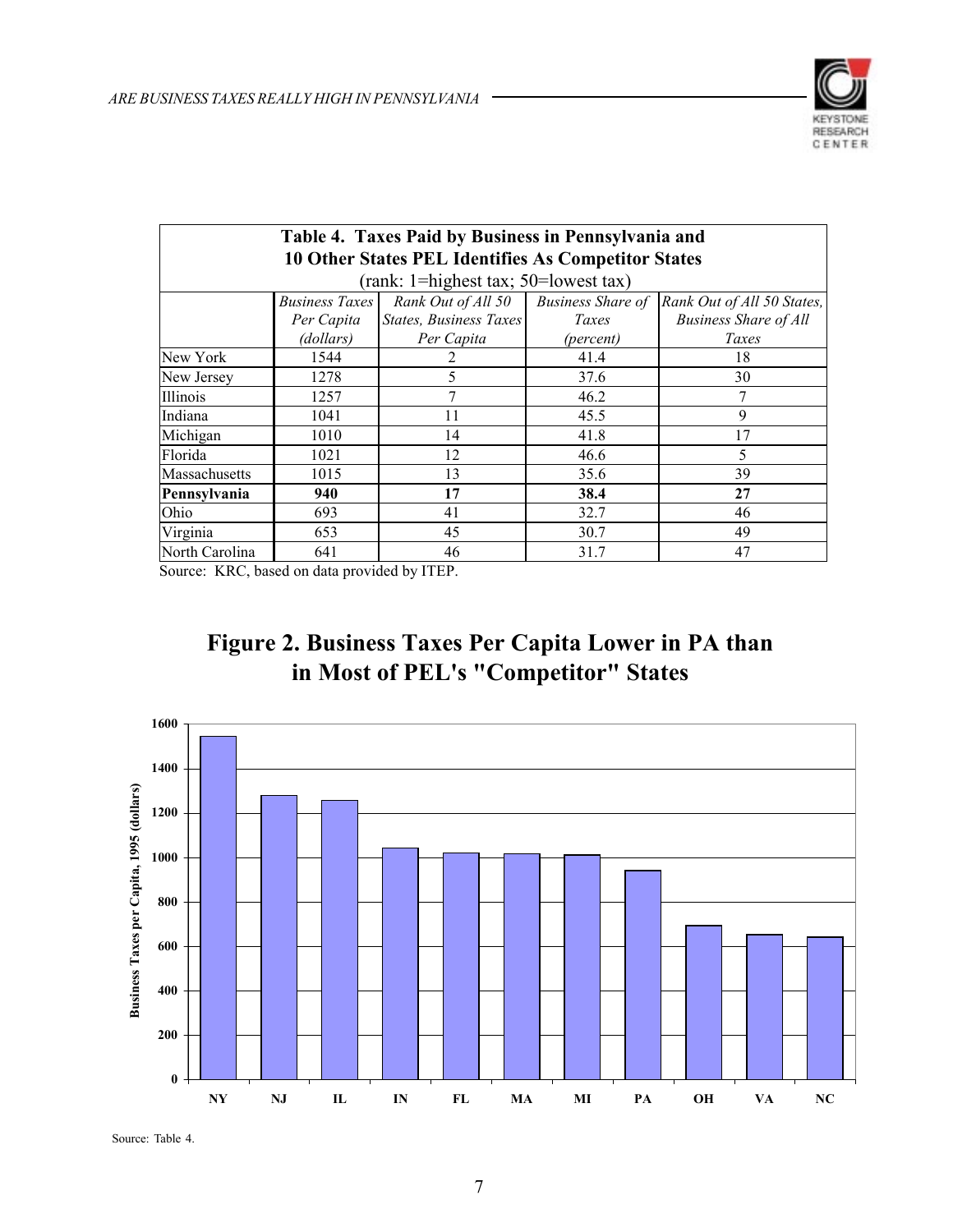**Table 4. Taxes Paid by Business in Pennsylvania and 10 Other States PEL Identifies As Competitor States**
(rank: 1=highest tax; 50=lowest tax)

| | *Business Taxes Per Capita (dollars)* | *Rank Out of All 50 States, Business Taxes Per Capita* | *Business Share of Taxes (percent)* | *Rank Out of All 50 States, Business Share of All Taxes* |
|---|---|---|---|---|
| New York | 1544 | 2 | 41.4 | 18 |
| New Jersey | 1278 | 5 | 37.6 | 30 |
| Illinois | 1257 | 7 | 46.2 | 7 |
| Indiana | 1041 | 11 | 45.5 | 9 |
| Michigan | 1010 | 14 | 41.8 | 17 |
| Florida | 1021 | 12 | 46.6 | 5 |
| Massachusetts | 1015 | 13 | 35.6 | 39 |
| **Pennsylvania** | **940** | **17** | **38.4** | **27** |
| Ohio | 693 | 41 | 32.7 | 46 |
| Virginia | 653 | 45 | 30.7 | 49 |
| North Carolina | 641 | 46 | 31.7 | 47 |

Source: KRC, based on data provided by ITEP.

## Figure 2. Business Taxes Per Capita Lower in PA than in Most of PEL's "Competitor" States

| State | Business Taxes per Capita, 1995 (dollars) |
|---|---|
| NY | 1544 |
| NJ | 1278 |
| IL | 1257 |
| IN | 1041 |
| FL | 1021 |
| MA | 1015 |
| MI | 1010 |
| PA | 940 |
| OH | 693 |
| VA | 653 |
| NC | 641 |

Source: Table 4.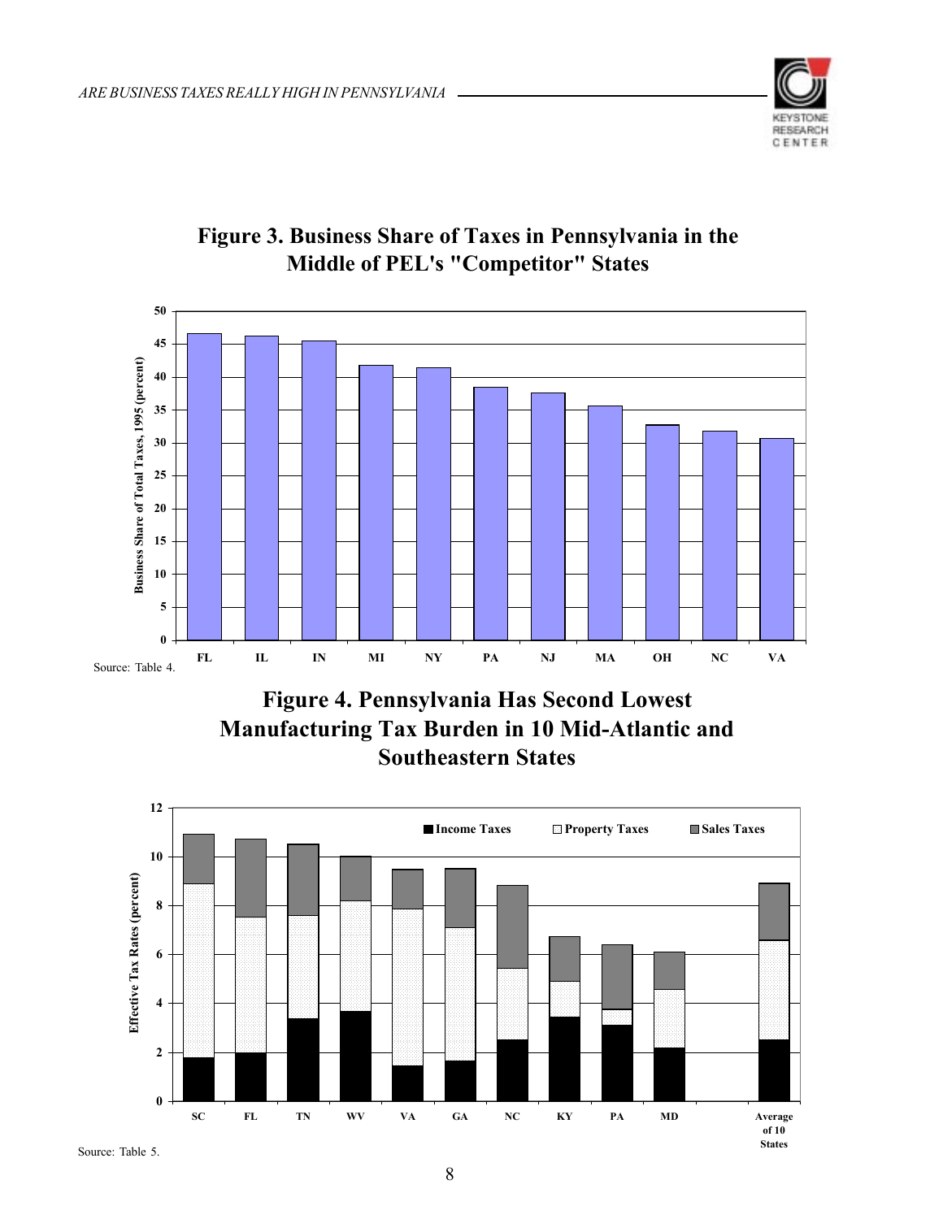## Figure 3. Business Share of Taxes in Pennsylvania in the Middle of PEL's "Competitor" States

Source: Table 4.

## Figure 4. Pennsylvania Has Second Lowest Manufacturing Tax Burden in 10 Mid-Atlantic and Southeastern States

Source: Table 5.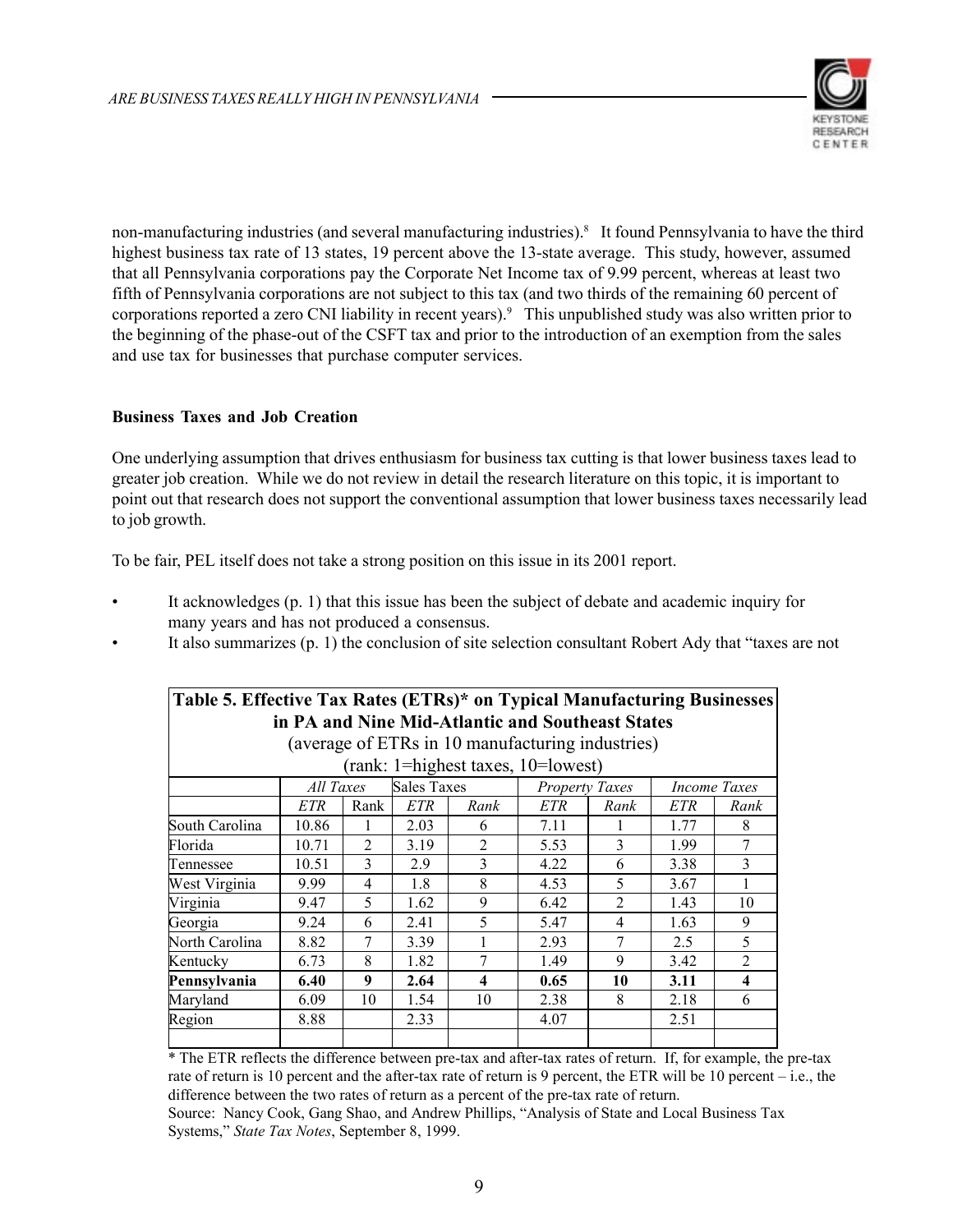non-manufacturing industries (and several manufacturing industries).[8] It found Pennsylvania to have the third highest business tax rate of 13 states, 19 percent above the 13-state average. This study, however, assumed that all Pennsylvania corporations pay the Corporate Net Income tax of 9.99 percent, whereas at least two fifth of Pennsylvania corporations are not subject to this tax (and two thirds of the remaining 60 percent of corporations reported a zero CNI liability in recent years).[9] This unpublished study was also written prior to the beginning of the phase-out of the CSFT tax and prior to the introduction of an exemption from the sales and use tax for businesses that purchase computer services.

**Business Taxes and Job Creation**

One underlying assumption that drives enthusiasm for business tax cutting is that lower business taxes lead to greater job creation. While we do not review in detail the research literature on this topic, it is important to point out that research does not support the conventional assumption that lower business taxes necessarily lead to job growth.

To be fair, PEL itself does not take a strong position on this issue in its 2001 report.

- It acknowledges (p. 1) that this issue has been the subject of debate and academic inquiry for many years and has not produced a consensus.
- It also summarizes (p. 1) the conclusion of site selection consultant Robert Ady that "taxes are not

**Table 5. Effective Tax Rates (ETRs)\* on Typical Manufacturing Businesses in PA and Nine Mid-Atlantic and Southeast States**
(average of ETRs in 10 manufacturing industries)
(rank: 1=highest taxes, 10=lowest)

| | *All Taxes* | | Sales Taxes | | *Property Taxes* | | *Income Taxes* | |
|---|---|---|---|---|---|---|---|---|
| | *ETR* | Rank | *ETR* | *Rank* | *ETR* | *Rank* | *ETR* | *Rank* |
| South Carolina | 10.86 | 1 | 2.03 | 6 | 7.11 | 1 | 1.77 | 8 |
| Florida | 10.71 | 2 | 3.19 | 2 | 5.53 | 3 | 1.99 | 7 |
| Tennessee | 10.51 | 3 | 2.9 | 3 | 4.22 | 6 | 3.38 | 3 |
| West Virginia | 9.99 | 4 | 1.8 | 8 | 4.53 | 5 | 3.67 | 1 |
| Virginia | 9.47 | 5 | 1.62 | 9 | 6.42 | 2 | 1.43 | 10 |
| Georgia | 9.24 | 6 | 2.41 | 5 | 5.47 | 4 | 1.63 | 9 |
| North Carolina | 8.82 | 7 | 3.39 | 1 | 2.93 | 7 | 2.5 | 5 |
| Kentucky | 6.73 | 8 | 1.82 | 7 | 1.49 | 9 | 3.42 | 2 |
| **Pennsylvania** | **6.40** | **9** | **2.64** | **4** | **0.65** | **10** | **3.11** | **4** |
| Maryland | 6.09 | 10 | 1.54 | 10 | 2.38 | 8 | 2.18 | 6 |
| Region | 8.88 | | 2.33 | | 4.07 | | 2.51 | |

\* The ETR reflects the difference between pre-tax and after-tax rates of return. If, for example, the pre-tax rate of return is 10 percent and the after-tax rate of return is 9 percent, the ETR will be 10 percent – i.e., the difference between the two rates of return as a percent of the pre-tax rate of return.
Source: Nancy Cook, Gang Shao, and Andrew Phillips, "Analysis of State and Local Business Tax Systems," *State Tax Notes*, September 8, 1999.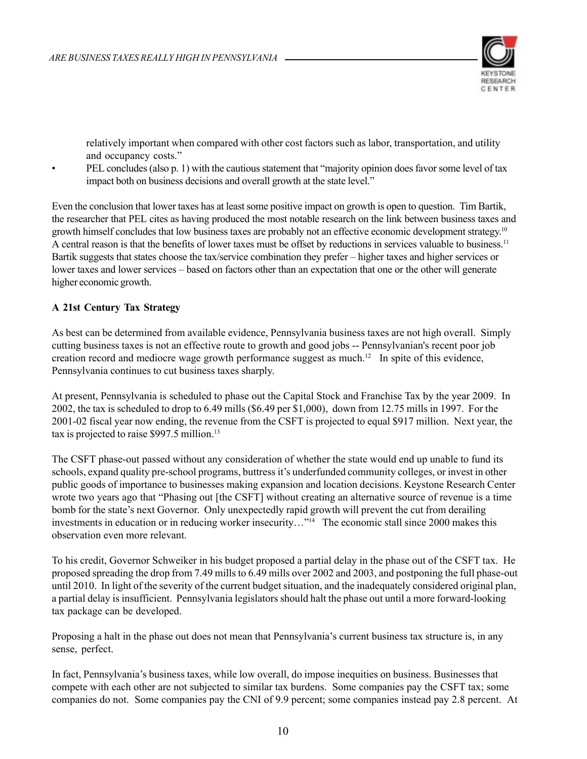relatively important when compared with other cost factors such as labor, transportation, and utility and occupancy costs."

- PEL concludes (also p. 1) with the cautious statement that "majority opinion does favor some level of tax impact both on business decisions and overall growth at the state level."

Even the conclusion that lower taxes has at least some positive impact on growth is open to question. Tim Bartik, the researcher that PEL cites as having produced the most notable research on the link between business taxes and growth himself concludes that low business taxes are probably not an effective economic development strategy.[10] A central reason is that the benefits of lower taxes must be offset by reductions in services valuable to business.[11] Bartik suggests that states choose the tax/service combination they prefer – higher taxes and higher services or lower taxes and lower services – based on factors other than an expectation that one or the other will generate higher economic growth.

**A 21st Century Tax Strategy**

As best can be determined from available evidence, Pennsylvania business taxes are not high overall. Simply cutting business taxes is not an effective route to growth and good jobs -- Pennsylvanian's recent poor job creation record and mediocre wage growth performance suggest as much.[12] In spite of this evidence, Pennsylvania continues to cut business taxes sharply.

At present, Pennsylvania is scheduled to phase out the Capital Stock and Franchise Tax by the year 2009. In 2002, the tax is scheduled to drop to 6.49 mills ($6.49 per $1,000), down from 12.75 mills in 1997. For the 2001-02 fiscal year now ending, the revenue from the CSFT is projected to equal $917 million. Next year, the tax is projected to raise $997.5 million.[13]

The CSFT phase-out passed without any consideration of whether the state would end up unable to fund its schools, expand quality pre-school programs, buttress it's underfunded community colleges, or invest in other public goods of importance to businesses making expansion and location decisions. Keystone Research Center wrote two years ago that "Phasing out [the CSFT] without creating an alternative source of revenue is a time bomb for the state's next Governor. Only unexpectedly rapid growth will prevent the cut from derailing investments in education or in reducing worker insecurity…"[14] The economic stall since 2000 makes this observation even more relevant.

To his credit, Governor Schweiker in his budget proposed a partial delay in the phase out of the CSFT tax. He proposed spreading the drop from 7.49 mills to 6.49 mills over 2002 and 2003, and postponing the full phase-out until 2010. In light of the severity of the current budget situation, and the inadequately considered original plan, a partial delay is insufficient. Pennsylvania legislators should halt the phase out until a more forward-looking tax package can be developed.

Proposing a halt in the phase out does not mean that Pennsylvania's current business tax structure is, in any sense, perfect.

In fact, Pennsylvania's business taxes, while low overall, do impose inequities on business. Businesses that compete with each other are not subjected to similar tax burdens. Some companies pay the CSFT tax; some companies do not. Some companies pay the CNI of 9.9 percent; some companies instead pay 2.8 percent. At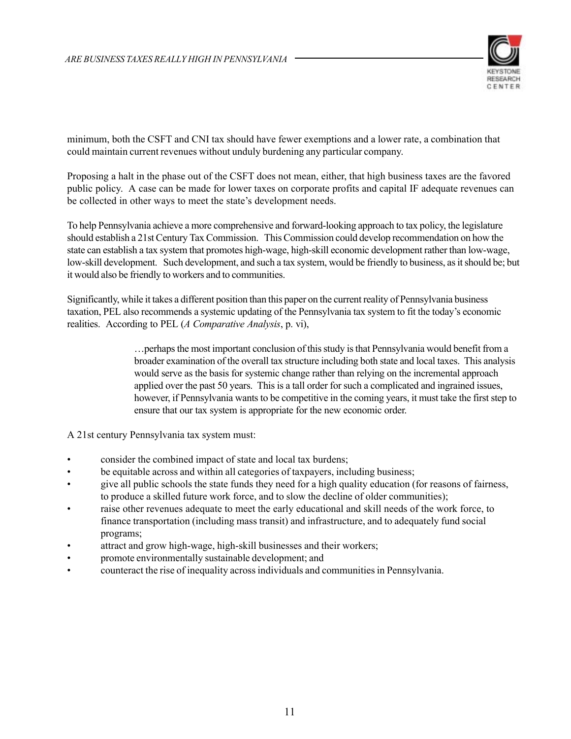minimum, both the CSFT and CNI tax should have fewer exemptions and a lower rate, a combination that could maintain current revenues without unduly burdening any particular company.

Proposing a halt in the phase out of the CSFT does not mean, either, that high business taxes are the favored public policy. A case can be made for lower taxes on corporate profits and capital IF adequate revenues can be collected in other ways to meet the state's development needs.

To help Pennsylvania achieve a more comprehensive and forward-looking approach to tax policy, the legislature should establish a 21st Century Tax Commission. This Commission could develop recommendation on how the state can establish a tax system that promotes high-wage, high-skill economic development rather than low-wage, low-skill development. Such development, and such a tax system, would be friendly to business, as it should be; but it would also be friendly to workers and to communities.

Significantly, while it takes a different position than this paper on the current reality of Pennsylvania business taxation, PEL also recommends a systemic updating of the Pennsylvania tax system to fit the today's economic realities. According to PEL (*A Comparative Analysis*, p. vi),

> …perhaps the most important conclusion of this study is that Pennsylvania would benefit from a broader examination of the overall tax structure including both state and local taxes. This analysis would serve as the basis for systemic change rather than relying on the incremental approach applied over the past 50 years. This is a tall order for such a complicated and ingrained issues, however, if Pennsylvania wants to be competitive in the coming years, it must take the first step to ensure that our tax system is appropriate for the new economic order.

A 21st century Pennsylvania tax system must:

- consider the combined impact of state and local tax burdens;
- be equitable across and within all categories of taxpayers, including business;
- give all public schools the state funds they need for a high quality education (for reasons of fairness, to produce a skilled future work force, and to slow the decline of older communities);
- raise other revenues adequate to meet the early educational and skill needs of the work force, to finance transportation (including mass transit) and infrastructure, and to adequately fund social programs;
- attract and grow high-wage, high-skill businesses and their workers;
- promote environmentally sustainable development; and
- counteract the rise of inequality across individuals and communities in Pennsylvania.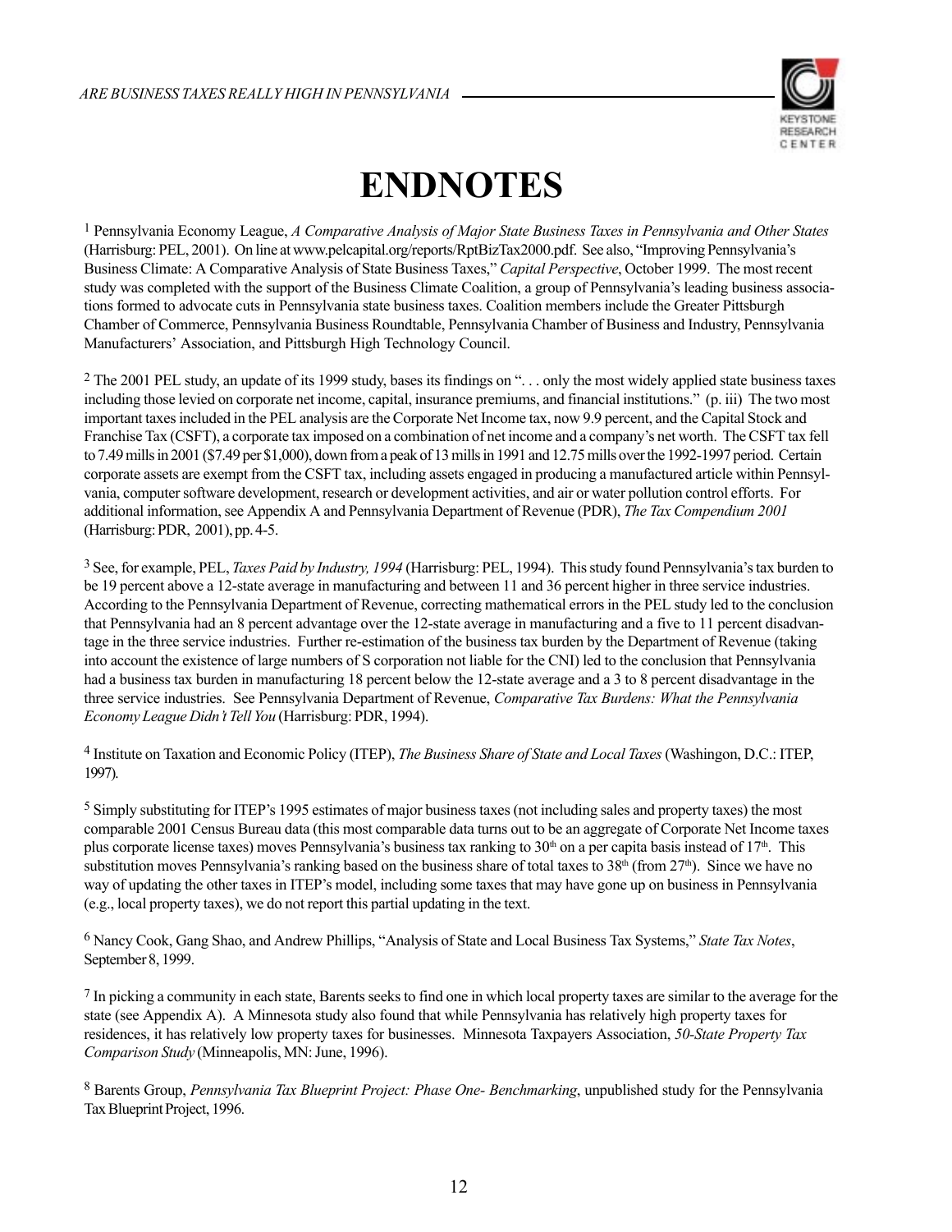# ENDNOTES

[1] Pennsylvania Economy League, *A Comparative Analysis of Major State Business Taxes in Pennsylvania and Other States* (Harrisburg: PEL, 2001). On line at www.pelcapital.org/reports/RptBizTax2000.pdf. See also, "Improving Pennsylvania's Business Climate: A Comparative Analysis of State Business Taxes," *Capital Perspective*, October 1999. The most recent study was completed with the support of the Business Climate Coalition, a group of Pennsylvania's leading business associations formed to advocate cuts in Pennsylvania state business taxes. Coalition members include the Greater Pittsburgh Chamber of Commerce, Pennsylvania Business Roundtable, Pennsylvania Chamber of Business and Industry, Pennsylvania Manufacturers' Association, and Pittsburgh High Technology Council.

[2] The 2001 PEL study, an update of its 1999 study, bases its findings on ". . . only the most widely applied state business taxes including those levied on corporate net income, capital, insurance premiums, and financial institutions." (p. iii) The two most important taxes included in the PEL analysis are the Corporate Net Income tax, now 9.9 percent, and the Capital Stock and Franchise Tax (CSFT), a corporate tax imposed on a combination of net income and a company's net worth. The CSFT tax fell to 7.49 mills in 2001 ($7.49 per $1,000), down from a peak of 13 mills in 1991 and 12.75 mills over the 1992-1997 period. Certain corporate assets are exempt from the CSFT tax, including assets engaged in producing a manufactured article within Pennsylvania, computer software development, research or development activities, and air or water pollution control efforts. For additional information, see Appendix A and Pennsylvania Department of Revenue (PDR), *The Tax Compendium 2001* (Harrisburg: PDR, 2001), pp. 4-5.

[3] See, for example, PEL, *Taxes Paid by Industry, 1994* (Harrisburg: PEL, 1994). This study found Pennsylvania's tax burden to be 19 percent above a 12-state average in manufacturing and between 11 and 36 percent higher in three service industries. According to the Pennsylvania Department of Revenue, correcting mathematical errors in the PEL study led to the conclusion that Pennsylvania had an 8 percent advantage over the 12-state average in manufacturing and a five to 11 percent disadvantage in the three service industries. Further re-estimation of the business tax burden by the Department of Revenue (taking into account the existence of large numbers of S corporation not liable for the CNI) led to the conclusion that Pennsylvania had a business tax burden in manufacturing 18 percent below the 12-state average and a 3 to 8 percent disadvantage in the three service industries. See Pennsylvania Department of Revenue, *Comparative Tax Burdens: What the Pennsylvania Economy League Didn't Tell You* (Harrisburg: PDR, 1994).

[4] Institute on Taxation and Economic Policy (ITEP), *The Business Share of State and Local Taxes* (Washingon, D.C.: ITEP, 1997).

[5] Simply substituting for ITEP's 1995 estimates of major business taxes (not including sales and property taxes) the most comparable 2001 Census Bureau data (this most comparable data turns out to be an aggregate of Corporate Net Income taxes plus corporate license taxes) moves Pennsylvania's business tax ranking to 30th on a per capita basis instead of 17th. This substitution moves Pennsylvania's ranking based on the business share of total taxes to 38th (from 27th). Since we have no way of updating the other taxes in ITEP's model, including some taxes that may have gone up on business in Pennsylvania (e.g., local property taxes), we do not report this partial updating in the text.

[6] Nancy Cook, Gang Shao, and Andrew Phillips, "Analysis of State and Local Business Tax Systems," *State Tax Notes*, September 8, 1999.

[7] In picking a community in each state, Barents seeks to find one in which local property taxes are similar to the average for the state (see Appendix A). A Minnesota study also found that while Pennsylvania has relatively high property taxes for residences, it has relatively low property taxes for businesses. Minnesota Taxpayers Association, *50-State Property Tax Comparison Study* (Minneapolis, MN: June, 1996).

[8] Barents Group, *Pennsylvania Tax Blueprint Project: Phase One- Benchmarking*, unpublished study for the Pennsylvania Tax Blueprint Project, 1996.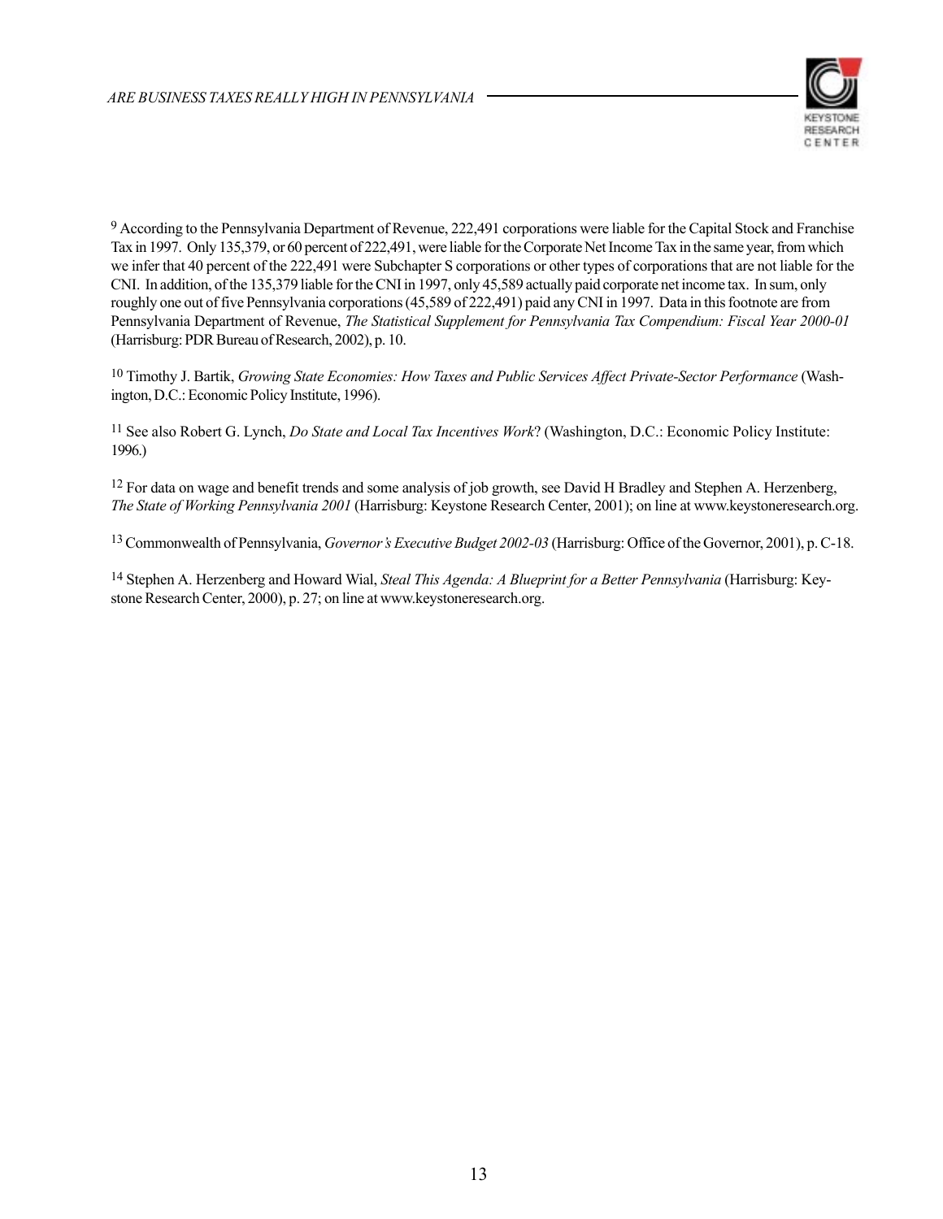[9] According to the Pennsylvania Department of Revenue, 222,491 corporations were liable for the Capital Stock and Franchise Tax in 1997. Only 135,379, or 60 percent of 222,491, were liable for the Corporate Net Income Tax in the same year, from which we infer that 40 percent of the 222,491 were Subchapter S corporations or other types of corporations that are not liable for the CNI. In addition, of the 135,379 liable for the CNI in 1997, only 45,589 actually paid corporate net income tax. In sum, only roughly one out of five Pennsylvania corporations (45,589 of 222,491) paid any CNI in 1997. Data in this footnote are from Pennsylvania Department of Revenue, *The Statistical Supplement for Pennsylvania Tax Compendium: Fiscal Year 2000-01* (Harrisburg: PDR Bureau of Research, 2002), p. 10.

[10] Timothy J. Bartik, *Growing State Economies: How Taxes and Public Services Affect Private-Sector Performance* (Washington, D.C.: Economic Policy Institute, 1996).

[11] See also Robert G. Lynch, *Do State and Local Tax Incentives Work*? (Washington, D.C.: Economic Policy Institute: 1996.)

[12] For data on wage and benefit trends and some analysis of job growth, see David H Bradley and Stephen A. Herzenberg, *The State of Working Pennsylvania 2001* (Harrisburg: Keystone Research Center, 2001); on line at www.keystoneresearch.org.

[13] Commonwealth of Pennsylvania, *Governor's Executive Budget 2002-03* (Harrisburg: Office of the Governor, 2001), p. C-18.

[14] Stephen A. Herzenberg and Howard Wial, *Steal This Agenda: A Blueprint for a Better Pennsylvania* (Harrisburg: Keystone Research Center, 2000), p. 27; on line at www.keystoneresearch.org.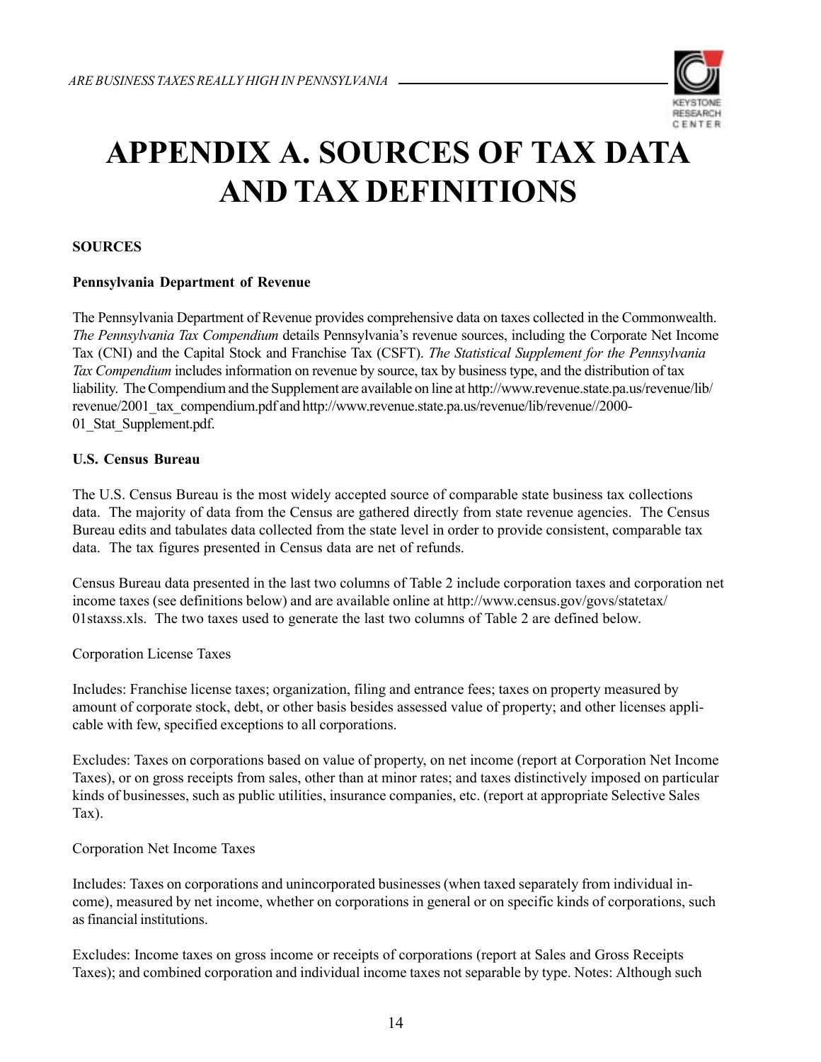# APPENDIX A. SOURCES OF TAX DATA AND TAX DEFINITIONS

**SOURCES**

**Pennsylvania Department of Revenue**

The Pennsylvania Department of Revenue provides comprehensive data on taxes collected in the Commonwealth. *The Pennsylvania Tax Compendium* details Pennsylvania's revenue sources, including the Corporate Net Income Tax (CNI) and the Capital Stock and Franchise Tax (CSFT). *The Statistical Supplement for the Pennsylvania Tax Compendium* includes information on revenue by source, tax by business type, and the distribution of tax liability. The Compendium and the Supplement are available on line at http://www.revenue.state.pa.us/revenue/lib/revenue/2001_tax_compendium.pdf and http://www.revenue.state.pa.us/revenue/lib/revenue//2000-01_Stat_Supplement.pdf.

**U.S. Census Bureau**

The U.S. Census Bureau is the most widely accepted source of comparable state business tax collections data. The majority of data from the Census are gathered directly from state revenue agencies. The Census Bureau edits and tabulates data collected from the state level in order to provide consistent, comparable tax data. The tax figures presented in Census data are net of refunds.

Census Bureau data presented in the last two columns of Table 2 include corporation taxes and corporation net income taxes (see definitions below) and are available online at http://www.census.gov/govs/statetax/01staxss.xls. The two taxes used to generate the last two columns of Table 2 are defined below.

Corporation License Taxes

Includes: Franchise license taxes; organization, filing and entrance fees; taxes on property measured by amount of corporate stock, debt, or other basis besides assessed value of property; and other licenses applicable with few, specified exceptions to all corporations.

Excludes: Taxes on corporations based on value of property, on net income (report at Corporation Net Income Taxes), or on gross receipts from sales, other than at minor rates; and taxes distinctively imposed on particular kinds of businesses, such as public utilities, insurance companies, etc. (report at appropriate Selective Sales Tax).

Corporation Net Income Taxes

Includes: Taxes on corporations and unincorporated businesses (when taxed separately from individual income), measured by net income, whether on corporations in general or on specific kinds of corporations, such as financial institutions.

Excludes: Income taxes on gross income or receipts of corporations (report at Sales and Gross Receipts Taxes); and combined corporation and individual income taxes not separable by type. Notes: Although such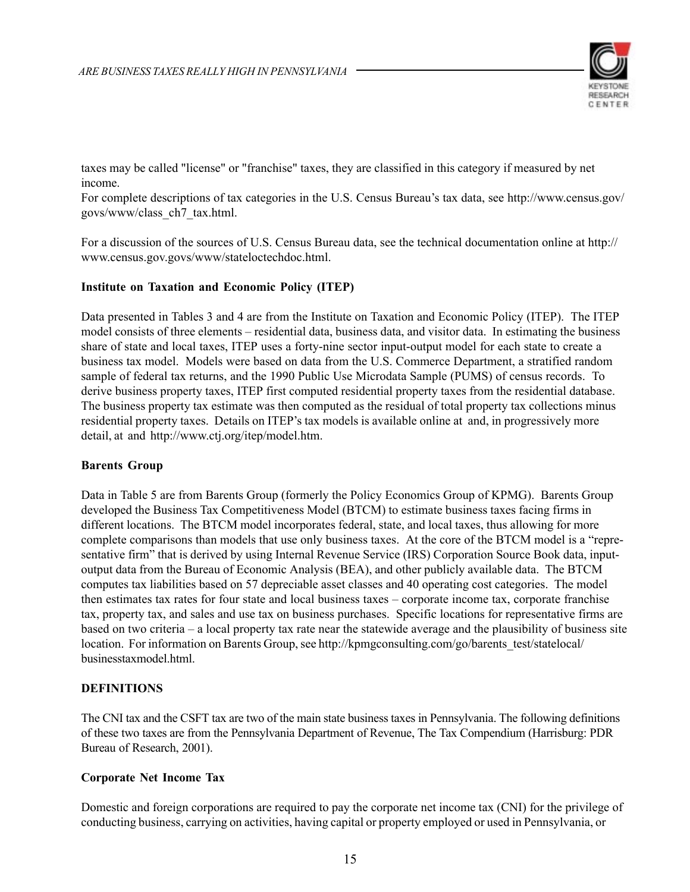taxes may be called "license" or "franchise" taxes, they are classified in this category if measured by net income.

For complete descriptions of tax categories in the U.S. Census Bureau's tax data, see http://www.census.gov/govs/www/class_ch7_tax.html.

For a discussion of the sources of U.S. Census Bureau data, see the technical documentation online at http://www.census.gov.govs/www/stateloctechdoc.html.

**Institute on Taxation and Economic Policy (ITEP)**

Data presented in Tables 3 and 4 are from the Institute on Taxation and Economic Policy (ITEP). The ITEP model consists of three elements – residential data, business data, and visitor data. In estimating the business share of state and local taxes, ITEP uses a forty-nine sector input-output model for each state to create a business tax model. Models were based on data from the U.S. Commerce Department, a stratified random sample of federal tax returns, and the 1990 Public Use Microdata Sample (PUMS) of census records. To derive business property taxes, ITEP first computed residential property taxes from the residential database. The business property tax estimate was then computed as the residual of total property tax collections minus residential property taxes. Details on ITEP's tax models is available online at and, in progressively more detail, at and http://www.ctj.org/itep/model.htm.

**Barents Group**

Data in Table 5 are from Barents Group (formerly the Policy Economics Group of KPMG). Barents Group developed the Business Tax Competitiveness Model (BTCM) to estimate business taxes facing firms in different locations. The BTCM model incorporates federal, state, and local taxes, thus allowing for more complete comparisons than models that use only business taxes. At the core of the BTCM model is a "representative firm" that is derived by using Internal Revenue Service (IRS) Corporation Source Book data, input-output data from the Bureau of Economic Analysis (BEA), and other publicly available data. The BTCM computes tax liabilities based on 57 depreciable asset classes and 40 operating cost categories. The model then estimates tax rates for four state and local business taxes – corporate income tax, corporate franchise tax, property tax, and sales and use tax on business purchases. Specific locations for representative firms are based on two criteria – a local property tax rate near the statewide average and the plausibility of business site location. For information on Barents Group, see http://kpmgconsulting.com/go/barents_test/statelocal/businesstaxmodel.html.

**DEFINITIONS**

The CNI tax and the CSFT tax are two of the main state business taxes in Pennsylvania. The following definitions of these two taxes are from the Pennsylvania Department of Revenue, The Tax Compendium (Harrisburg: PDR Bureau of Research, 2001).

**Corporate Net Income Tax**

Domestic and foreign corporations are required to pay the corporate net income tax (CNI) for the privilege of conducting business, carrying on activities, having capital or property employed or used in Pennsylvania, or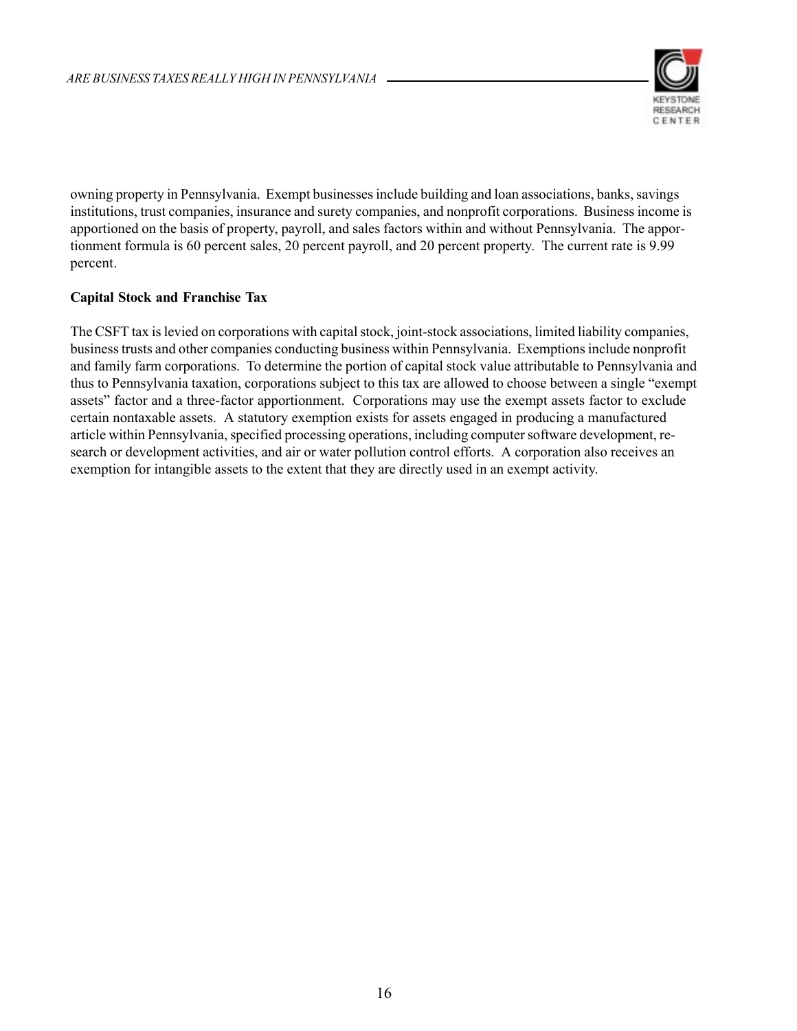owning property in Pennsylvania. Exempt businesses include building and loan associations, banks, savings institutions, trust companies, insurance and surety companies, and nonprofit corporations. Business income is apportioned on the basis of property, payroll, and sales factors within and without Pennsylvania. The apportionment formula is 60 percent sales, 20 percent payroll, and 20 percent property. The current rate is 9.99 percent.

**Capital Stock and Franchise Tax**

The CSFT tax is levied on corporations with capital stock, joint-stock associations, limited liability companies, business trusts and other companies conducting business within Pennsylvania. Exemptions include nonprofit and family farm corporations. To determine the portion of capital stock value attributable to Pennsylvania and thus to Pennsylvania taxation, corporations subject to this tax are allowed to choose between a single "exempt assets" factor and a three-factor apportionment. Corporations may use the exempt assets factor to exclude certain nontaxable assets. A statutory exemption exists for assets engaged in producing a manufactured article within Pennsylvania, specified processing operations, including computer software development, research or development activities, and air or water pollution control efforts. A corporation also receives an exemption for intangible assets to the extent that they are directly used in an exempt activity.